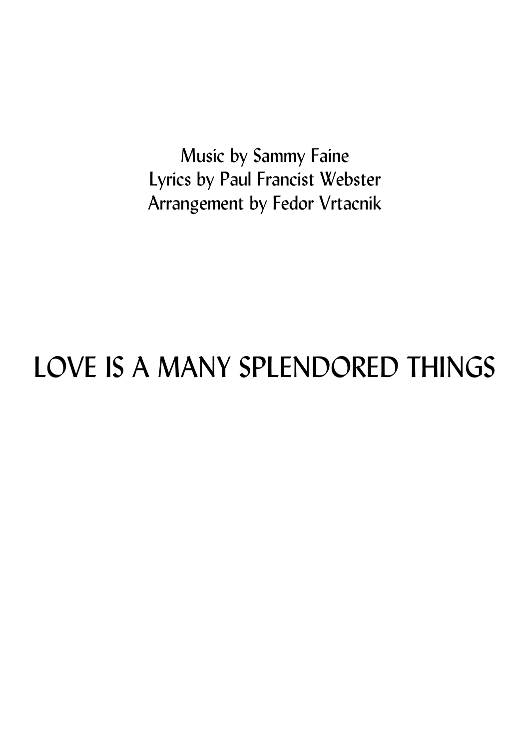Music by Sammy Faine
Lyrics by Paul Francist Webster
Arrangement by Fedor Vrtacnik

# LOVE IS A MANY SPLENDORED THINGS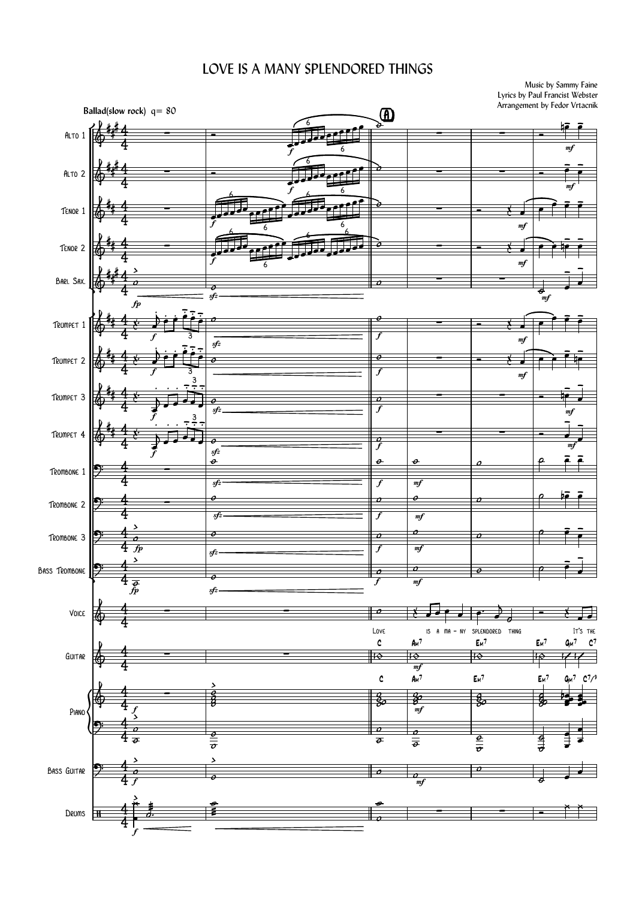# LOVE IS A MANY SPLENDORED THINGS

Music by Sammy Faine
Lyrics by Paul Francist Webster
Arrangement by Fedor Vrtacnik

**Ballad(slow rock)** q= 80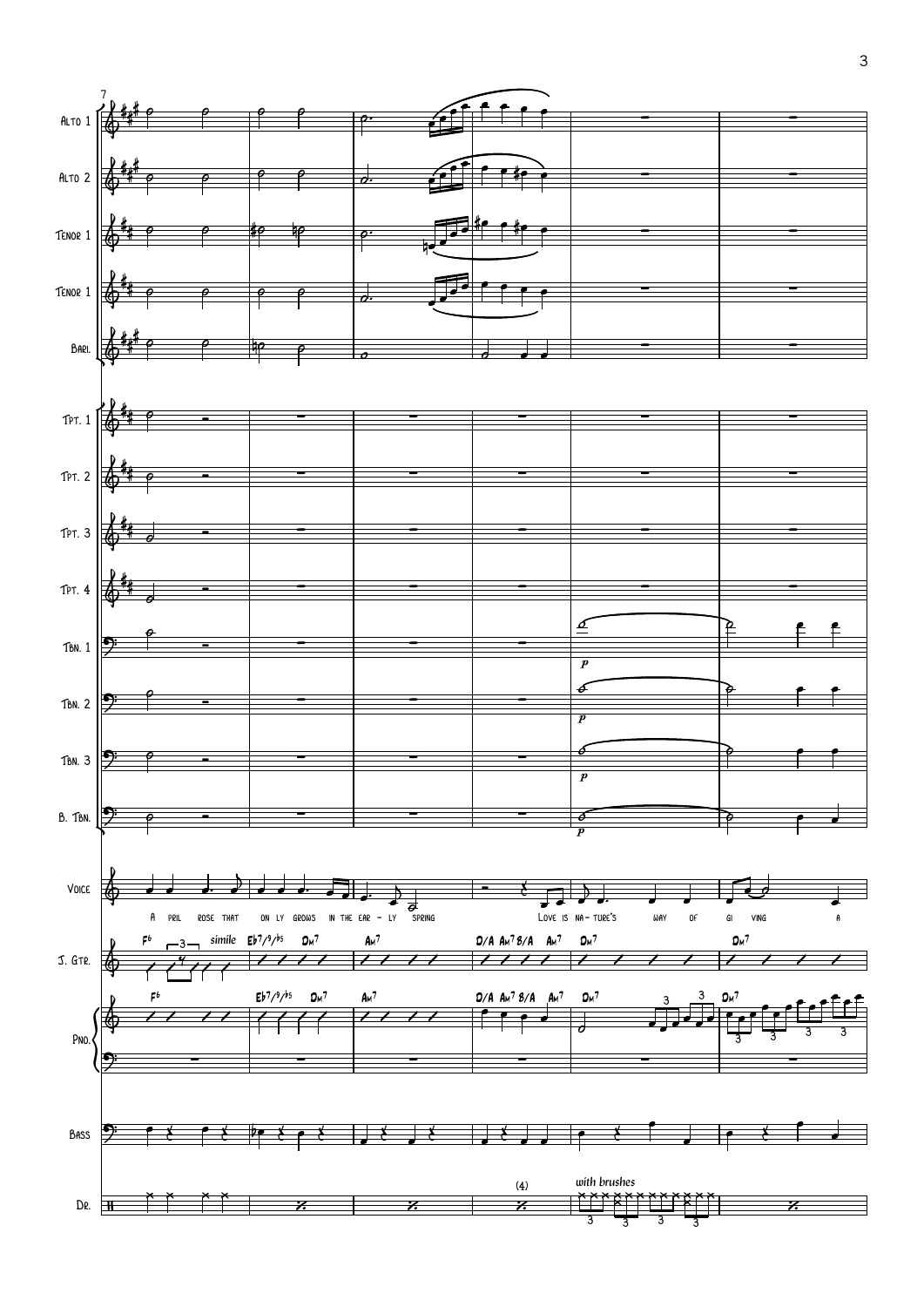7

Alto 1

Alto 2

Tenor 1

Tenor 1

Bari.

Tpt. 1

Tpt. 2

Tpt. 3

Tpt. 4

Tbn. 1

Tbn. 2

Tbn. 3

B. Tbn.

Voice

A pril rose that on ly grows in the ear - ly spring

Love is na - ture's way of gi ving a

J. Gtr.

F6 simile Eb7/9/b5 Dm7 Am7 D/A Am7 B/A Am7 Dm7 Dm7

Pno.

F6 Eb7/9/b5 Dm7 Am7 D/A Am7 B/A Am7 Dm7 Dm7

Bass

Dr.

(4)

*with brushes*